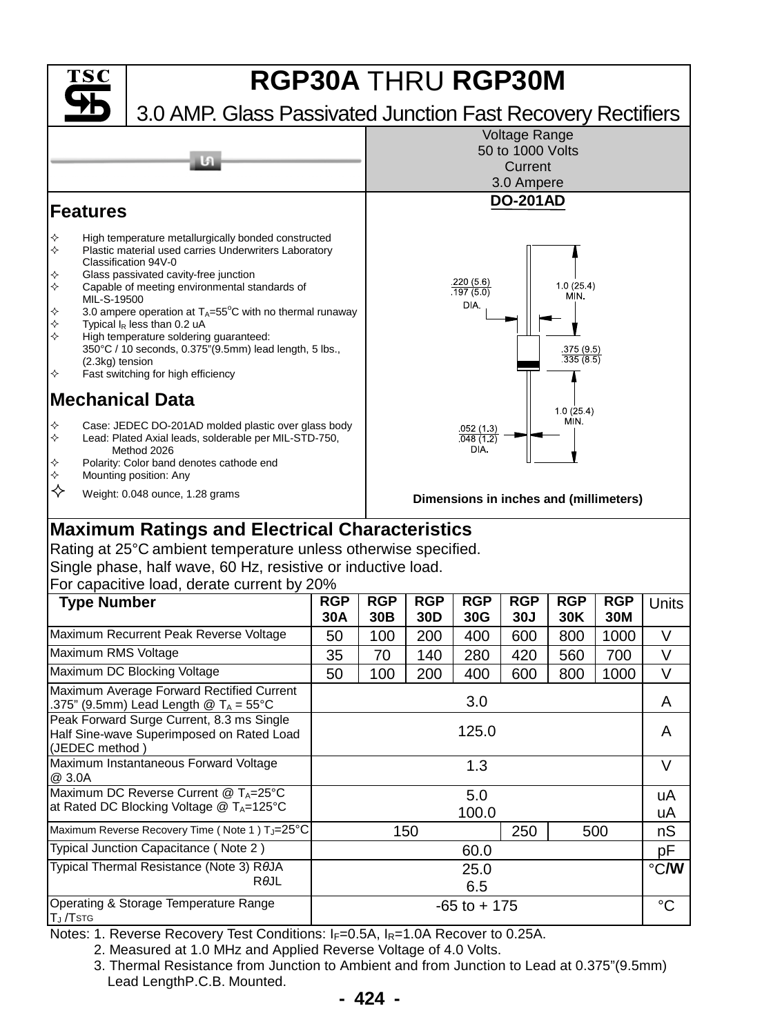# RGP30A THRU RGP30M

## 3.0 AMP. Glass Passivated Junction Fast Recovery Rectifiers

Voltage Range
50 to 1000 Volts
Current
3.0 Ampere

**DO-201AD**

.220 (5.6)
.197 (5.0)
DIA.

1.0 (25.4)
MIN.

.375 (9.5)
.335 (8.5)

1.0 (25.4)
MIN.

.052 (1.3)
.048 (1.2)
DIA.

**Dimensions in inches and (millimeters)**

## Features

- High temperature metallurgically bonded constructed
- Plastic material used carries Underwriters Laboratory Classification 94V-0
- Glass passivated cavity-free junction
- Capable of meeting environmental standards of MIL-S-19500
- 3.0 ampere operation at $T_A$=55°C with no thermal runaway
- Typical $I_R$ less than 0.2 uA
- High temperature soldering guaranteed: 350°C / 10 seconds, 0.375"(9.5mm) lead length, 5 lbs., (2.3kg) tension
- Fast switching for high efficiency

## Mechanical Data

- Case: JEDEC DO-201AD molded plastic over glass body
- Lead: Plated Axial leads, solderable per MIL-STD-750, Method 2026
- Polarity: Color band denotes cathode end
- Mounting position: Any
- Weight: 0.048 ounce, 1.28 grams

## Maximum Ratings and Electrical Characteristics

Rating at 25°C ambient temperature unless otherwise specified.
Single phase, half wave, 60 Hz, resistive or inductive load.
For capacitive load, derate current by 20%

| Type Number | RGP 30A | RGP 30B | RGP 30D | RGP 30G | RGP 30J | RGP 30K | RGP 30M | Units |
|---|---|---|---|---|---|---|---|---|
| Maximum Recurrent Peak Reverse Voltage | 50 | 100 | 200 | 400 | 600 | 800 | 1000 | V |
| Maximum RMS Voltage | 35 | 70 | 140 | 280 | 420 | 560 | 700 | V |
| Maximum DC Blocking Voltage | 50 | 100 | 200 | 400 | 600 | 800 | 1000 | V |
| Maximum Average Forward Rectified Current .375" (9.5mm) Lead Length @ $T_A$ = 55°C | 3.0 | | | | | | | A |
| Peak Forward Surge Current, 8.3 ms Single Half Sine-wave Superimposed on Rated Load (JEDEC method ) | 125.0 | | | | | | | A |
| Maximum Instantaneous Forward Voltage @ 3.0A | 1.3 | | | | | | | V |
| Maximum DC Reverse Current @ $T_A$=25°C at Rated DC Blocking Voltage @ $T_A$=125°C | 5.0 / 100.0 | | | | | | | uA / uA |
| Maximum Reverse Recovery Time ( Note 1 ) $T_J$=25°C | 150 | | | | 250 | 500 | | nS |
| Typical Junction Capacitance ( Note 2 ) | 60.0 | | | | | | | pF |
| Typical Thermal Resistance (Note 3) $R\theta JA$ / $R\theta JL$ | 25.0 / 6.5 | | | | | | | °C/W |
| Operating & Storage Temperature Range $T_J$ /$T_{STG}$ | -65 to + 175 | | | | | | | °C |

Notes: 1. Reverse Recovery Test Conditions: $I_F$=0.5A, $I_R$=1.0A Recover to 0.25A.
2. Measured at 1.0 MHz and Applied Reverse Voltage of 4.0 Volts.
3. Thermal Resistance from Junction to Ambient and from Junction to Lead at 0.375"(9.5mm) Lead LengthP.C.B. Mounted.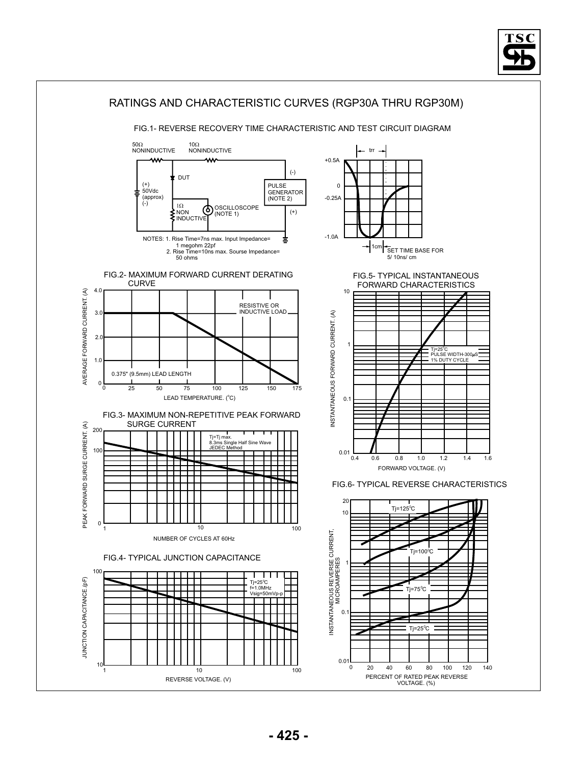# RATINGS AND CHARACTERISTIC CURVES (RGP30A THRU RGP30M)

## FIG.1- REVERSE RECOVERY TIME CHARACTERISTIC AND TEST CIRCUIT DIAGRAM

50Ω NONINDUCTIVE
10Ω NONINDUCTIVE
DUT
(+) 50Vdc (approx) (-)
1Ω NON INDUCTIVE
OSCILLOSCOPE (NOTE 1)
PULSE GENERATOR (NOTE 2)
(-)
(+)

NOTES: 1. Rise Time=7ns max. Input Impedance= 1 megohm 22pf
2. Rise Time=10ns max. Sourse Impedance= 50 ohms

trr
+0.5A
0
-0.25A
-1.0A
1cm
SET TIME BASE FOR 5/ 10ns/ cm

## FIG.2- MAXIMUM FORWARD CURRENT DERATING CURVE

AVERAGE FORWARD CURRENT. (A)
4.0
3.0
2.0
1.0
0
RESISTIVE OR INDUCTIVE LOAD
0.375" (9.5mm) LEAD LENGTH
0 25 50 75 100 125 150 175
LEAD TEMPERATURE. (°C)

## FIG.3- MAXIMUM NON-REPETITIVE PEAK FORWARD SURGE CURRENT

PEAK FORWARD SURGE CURRENT. (A)
200
100
0
Tj=Tj max.
8.3ms Single Half Sine Wave
JEDEC Method
1 10 100
NUMBER OF CYCLES AT 60Hz

## FIG.4- TYPICAL JUNCTION CAPACITANCE

JUNCTION CAPACITANCE.(pF)
100
10
Tj=25°C
f=1.0MHz
Vsig=50mVp-p
1 10 100
REVERSE VOLTAGE. (V)

## FIG.5- TYPICAL INSTANTANEOUS FORWARD CHARACTERISTICS

INSTANTANEOUS FORWARD CURRENT. (A)
10
1
0.1
0.01
Tj=25°C
PULSE WIDTH-300μS
1% DUTY CYCLE
0.4 0.6 0.8 1.0 1.2 1.4 1.6
FORWARD VOLTAGE. (V)

## FIG.6- TYPICAL REVERSE CHARACTERISTICS

INSTANTANEOUS REVERSE CURRENT, MICROAMPERES
20
10
1
0.1
0.01
Tj=125°C
Tj=100°C
Tj=75°C
Tj=25°C
0 20 40 60 80 100 120 140
PERCENT OF RATED PEAK REVERSE VOLTAGE. (%)